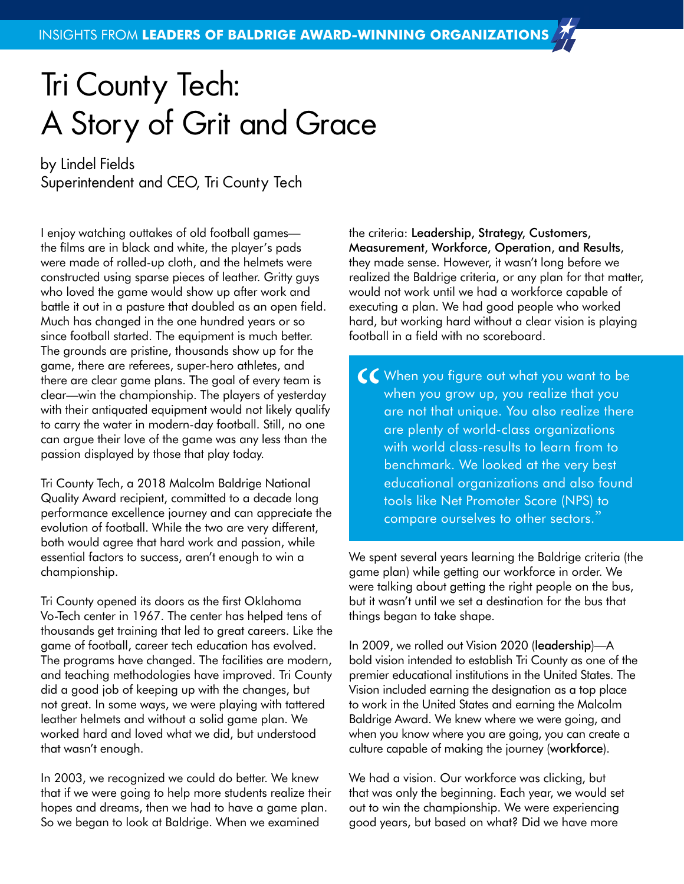INSIGHTS FROM **LEADERS OF BALDRIGE AWARD-WINNING ORGANIZATIONS**

# Tri County Tech: A Story of Grit and Grace

by Lindel Fields
Superintendent and CEO, Tri County Tech

I enjoy watching outtakes of old football games—the films are in black and white, the player's pads were made of rolled-up cloth, and the helmets were constructed using sparse pieces of leather. Gritty guys who loved the game would show up after work and battle it out in a pasture that doubled as an open field. Much has changed in the one hundred years or so since football started. The equipment is much better. The grounds are pristine, thousands show up for the game, there are referees, super-hero athletes, and there are clear game plans. The goal of every team is clear—win the championship. The players of yesterday with their antiquated equipment would not likely qualify to carry the water in modern-day football. Still, no one can argue their love of the game was any less than the passion displayed by those that play today.

Tri County Tech, a 2018 Malcolm Baldrige National Quality Award recipient, committed to a decade long performance excellence journey and can appreciate the evolution of football. While the two are very different, both would agree that hard work and passion, while essential factors to success, aren't enough to win a championship.

Tri County opened its doors as the first Oklahoma Vo-Tech center in 1967. The center has helped tens of thousands get training that led to great careers. Like the game of football, career tech education has evolved. The programs have changed. The facilities are modern, and teaching methodologies have improved. Tri County did a good job of keeping up with the changes, but not great. In some ways, we were playing with tattered leather helmets and without a solid game plan. We worked hard and loved what we did, but understood that wasn't enough.

In 2003, we recognized we could do better. We knew that if we were going to help more students realize their hopes and dreams, then we had to have a game plan. So we began to look at Baldrige. When we examined the criteria: Leadership, Strategy, Customers, Measurement, Workforce, Operation, and Results, they made sense. However, it wasn't long before we realized the Baldrige criteria, or any plan for that matter, would not work until we had a workforce capable of executing a plan. We had good people who worked hard, but working hard without a clear vision is playing football in a field with no scoreboard.

> "When you figure out what you want to be when you grow up, you realize that you are not that unique. You also realize there are plenty of world-class organizations with world class-results to learn from to benchmark. We looked at the very best educational organizations and also found tools like Net Promoter Score (NPS) to compare ourselves to other sectors."

We spent several years learning the Baldrige criteria (the game plan) while getting our workforce in order. We were talking about getting the right people on the bus, but it wasn't until we set a destination for the bus that things began to take shape.

In 2009, we rolled out Vision 2020 (leadership)—A bold vision intended to establish Tri County as one of the premier educational institutions in the United States. The Vision included earning the designation as a top place to work in the United States and earning the Malcolm Baldrige Award. We knew where we were going, and when you know where you are going, you can create a culture capable of making the journey (workforce).

We had a vision. Our workforce was clicking, but that was only the beginning. Each year, we would set out to win the championship. We were experiencing good years, but based on what? Did we have more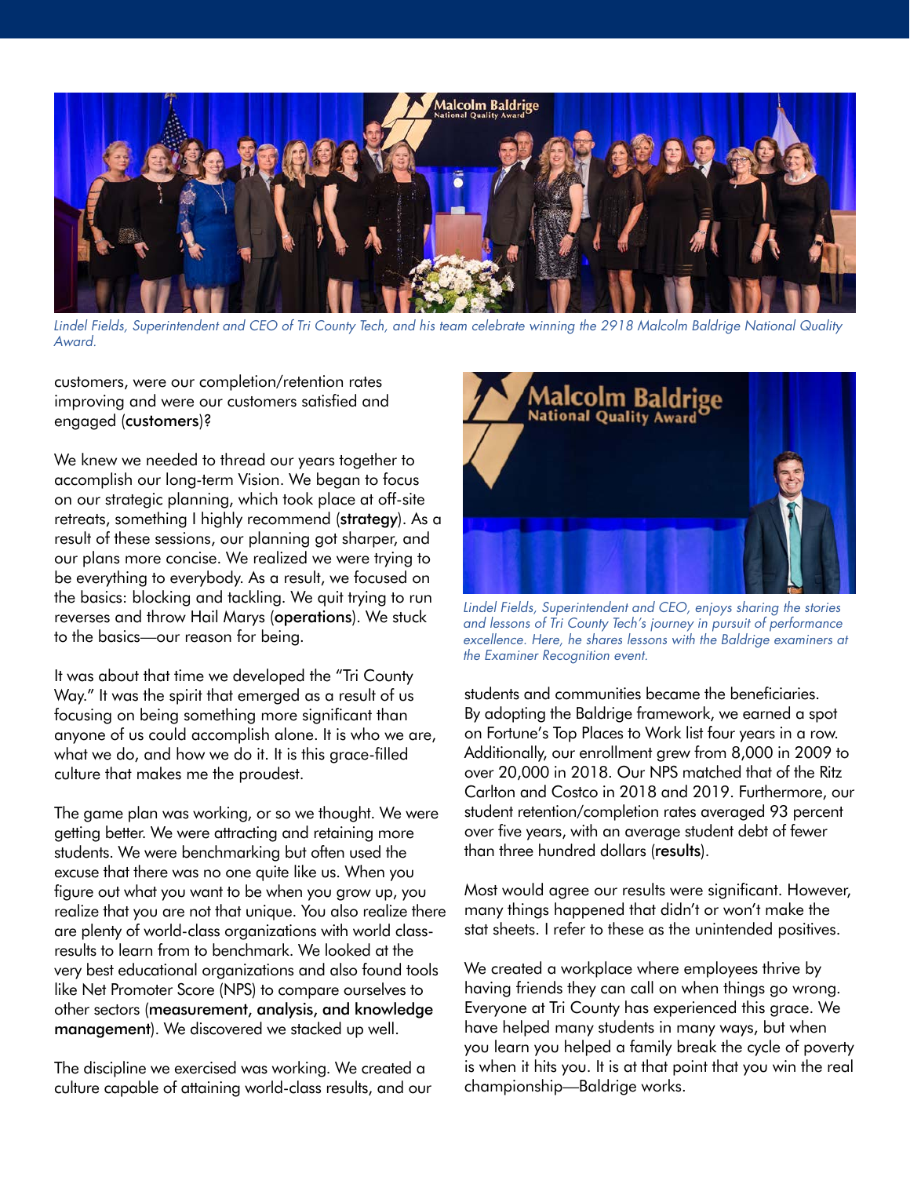*Lindel Fields, Superintendent and CEO of Tri County Tech, and his team celebrate winning the 2918 Malcolm Baldrige National Quality Award.*

customers, were our completion/retention rates improving and were our customers satisfied and engaged (**customers**)?

We knew we needed to thread our years together to accomplish our long-term Vision. We began to focus on our strategic planning, which took place at off-site retreats, something I highly recommend (**strategy**). As a result of these sessions, our planning got sharper, and our plans more concise. We realized we were trying to be everything to everybody. As a result, we focused on the basics: blocking and tackling. We quit trying to run reverses and throw Hail Marys (**operations**). We stuck to the basics—our reason for being.

It was about that time we developed the "Tri County Way." It was the spirit that emerged as a result of us focusing on being something more significant than anyone of us could accomplish alone. It is who we are, what we do, and how we do it. It is this grace-filled culture that makes me the proudest.

The game plan was working, or so we thought. We were getting better. We were attracting and retaining more students. We were benchmarking but often used the excuse that there was no one quite like us. When you figure out what you want to be when you grow up, you realize that you are not that unique. You also realize there are plenty of world-class organizations with world class-results to learn from to benchmark. We looked at the very best educational organizations and also found tools like Net Promoter Score (NPS) to compare ourselves to other sectors (**measurement, analysis, and knowledge management**). We discovered we stacked up well.

The discipline we exercised was working. We created a culture capable of attaining world-class results, and our students and communities became the beneficiaries. By adopting the Baldrige framework, we earned a spot on Fortune's Top Places to Work list four years in a row. Additionally, our enrollment grew from 8,000 in 2009 to over 20,000 in 2018. Our NPS matched that of the Ritz Carlton and Costco in 2018 and 2019. Furthermore, our student retention/completion rates averaged 93 percent over five years, with an average student debt of fewer than three hundred dollars (**results**).

*Lindel Fields, Superintendent and CEO, enjoys sharing the stories and lessons of Tri County Tech's journey in pursuit of performance excellence. Here, he shares lessons with the Baldrige examiners at the Examiner Recognition event.*

Most would agree our results were significant. However, many things happened that didn't or won't make the stat sheets. I refer to these as the unintended positives.

We created a workplace where employees thrive by having friends they can call on when things go wrong. Everyone at Tri County has experienced this grace. We have helped many students in many ways, but when you learn you helped a family break the cycle of poverty is when it hits you. It is at that point that you win the real championship—Baldrige works.